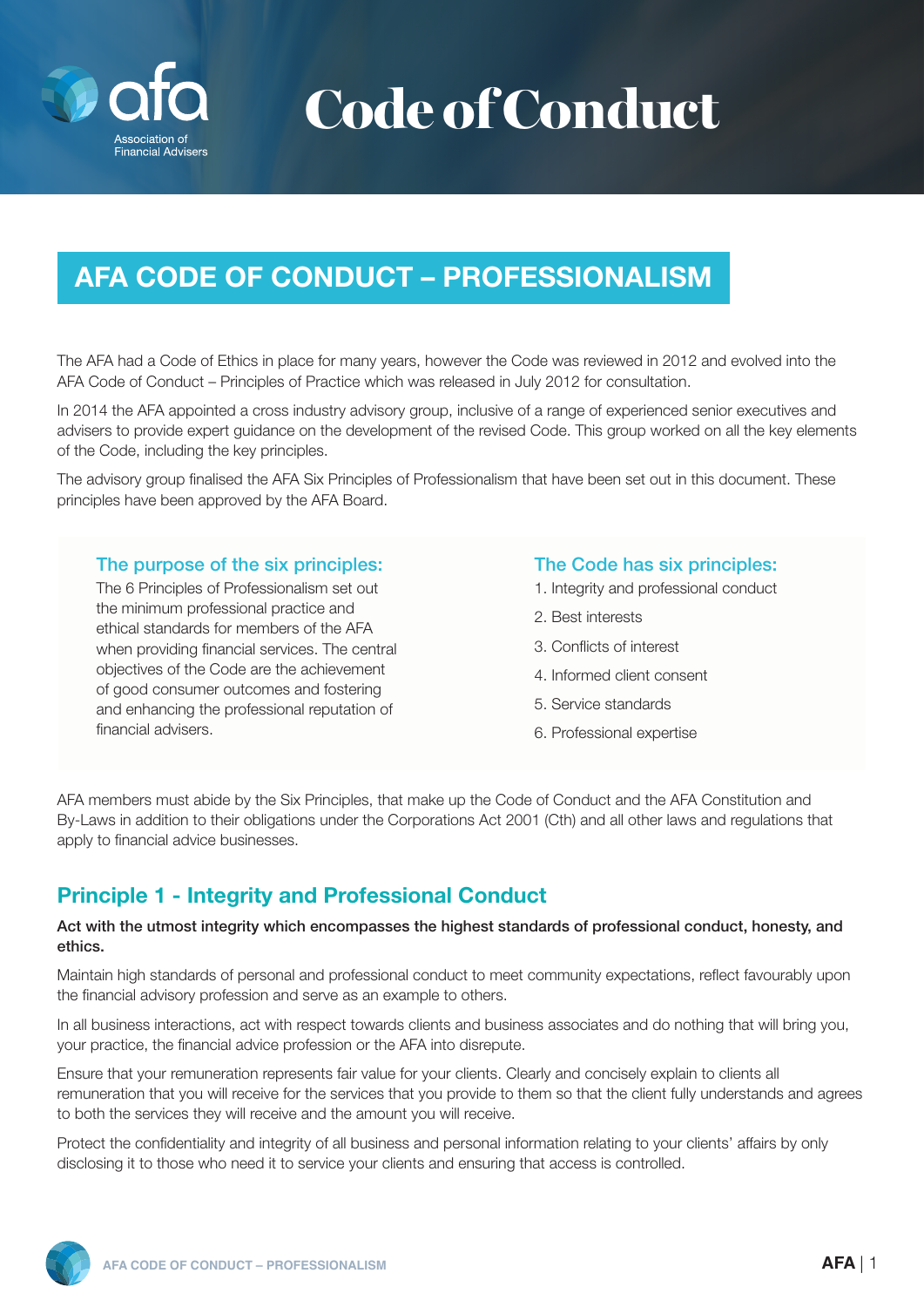# Code of Conduct

## AFA CODE OF CONDUCT – PROFESSIONALISM

The AFA had a Code of Ethics in place for many years, however the Code was reviewed in 2012 and evolved into the AFA Code of Conduct – Principles of Practice which was released in July 2012 for consultation.

In 2014 the AFA appointed a cross industry advisory group, inclusive of a range of experienced senior executives and advisers to provide expert guidance on the development of the revised Code. This group worked on all the key elements of the Code, including the key principles.

The advisory group finalised the AFA Six Principles of Professionalism that have been set out in this document. These principles have been approved by the AFA Board.

### The purpose of the six principles:

The 6 Principles of Professionalism set out the minimum professional practice and ethical standards for members of the AFA when providing financial services. The central objectives of the Code are the achievement of good consumer outcomes and fostering and enhancing the professional reputation of financial advisers.

### The Code has six principles:

1. Integrity and professional conduct
2. Best interests
3. Conflicts of interest
4. Informed client consent
5. Service standards
6. Professional expertise

AFA members must abide by the Six Principles, that make up the Code of Conduct and the AFA Constitution and By-Laws in addition to their obligations under the Corporations Act 2001 (Cth) and all other laws and regulations that apply to financial advice businesses.

## Principle 1 - Integrity and Professional Conduct

**Act with the utmost integrity which encompasses the highest standards of professional conduct, honesty, and ethics.**

Maintain high standards of personal and professional conduct to meet community expectations, reflect favourably upon the financial advisory profession and serve as an example to others.

In all business interactions, act with respect towards clients and business associates and do nothing that will bring you, your practice, the financial advice profession or the AFA into disrepute.

Ensure that your remuneration represents fair value for your clients. Clearly and concisely explain to clients all remuneration that you will receive for the services that you provide to them so that the client fully understands and agrees to both the services they will receive and the amount you will receive.

Protect the confidentiality and integrity of all business and personal information relating to your clients' affairs by only disclosing it to those who need it to service your clients and ensuring that access is controlled.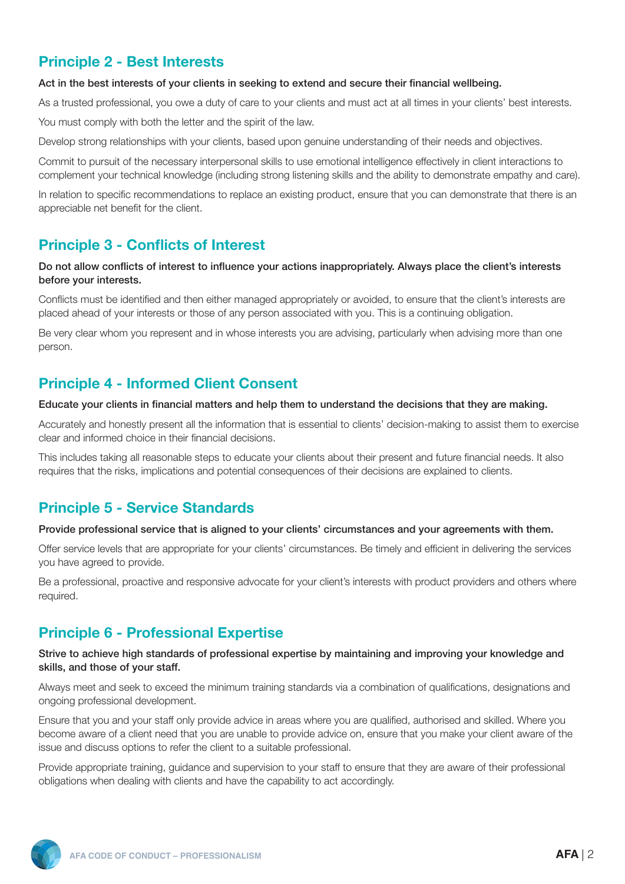## Principle 2 - Best Interests

**Act in the best interests of your clients in seeking to extend and secure their financial wellbeing.**

As a trusted professional, you owe a duty of care to your clients and must act at all times in your clients' best interests.

You must comply with both the letter and the spirit of the law.

Develop strong relationships with your clients, based upon genuine understanding of their needs and objectives.

Commit to pursuit of the necessary interpersonal skills to use emotional intelligence effectively in client interactions to complement your technical knowledge (including strong listening skills and the ability to demonstrate empathy and care).

In relation to specific recommendations to replace an existing product, ensure that you can demonstrate that there is an appreciable net benefit for the client.

## Principle 3 - Conflicts of Interest

**Do not allow conflicts of interest to influence your actions inappropriately. Always place the client's interests before your interests.**

Conflicts must be identified and then either managed appropriately or avoided, to ensure that the client's interests are placed ahead of your interests or those of any person associated with you. This is a continuing obligation.

Be very clear whom you represent and in whose interests you are advising, particularly when advising more than one person.

## Principle 4 - Informed Client Consent

**Educate your clients in financial matters and help them to understand the decisions that they are making.**

Accurately and honestly present all the information that is essential to clients' decision-making to assist them to exercise clear and informed choice in their financial decisions.

This includes taking all reasonable steps to educate your clients about their present and future financial needs. It also requires that the risks, implications and potential consequences of their decisions are explained to clients.

## Principle 5 - Service Standards

**Provide professional service that is aligned to your clients' circumstances and your agreements with them.**

Offer service levels that are appropriate for your clients' circumstances. Be timely and efficient in delivering the services you have agreed to provide.

Be a professional, proactive and responsive advocate for your client's interests with product providers and others where required.

## Principle 6 - Professional Expertise

**Strive to achieve high standards of professional expertise by maintaining and improving your knowledge and skills, and those of your staff.**

Always meet and seek to exceed the minimum training standards via a combination of qualifications, designations and ongoing professional development.

Ensure that you and your staff only provide advice in areas where you are qualified, authorised and skilled. Where you become aware of a client need that you are unable to provide advice on, ensure that you make your client aware of the issue and discuss options to refer the client to a suitable professional.

Provide appropriate training, guidance and supervision to your staff to ensure that they are aware of their professional obligations when dealing with clients and have the capability to act accordingly.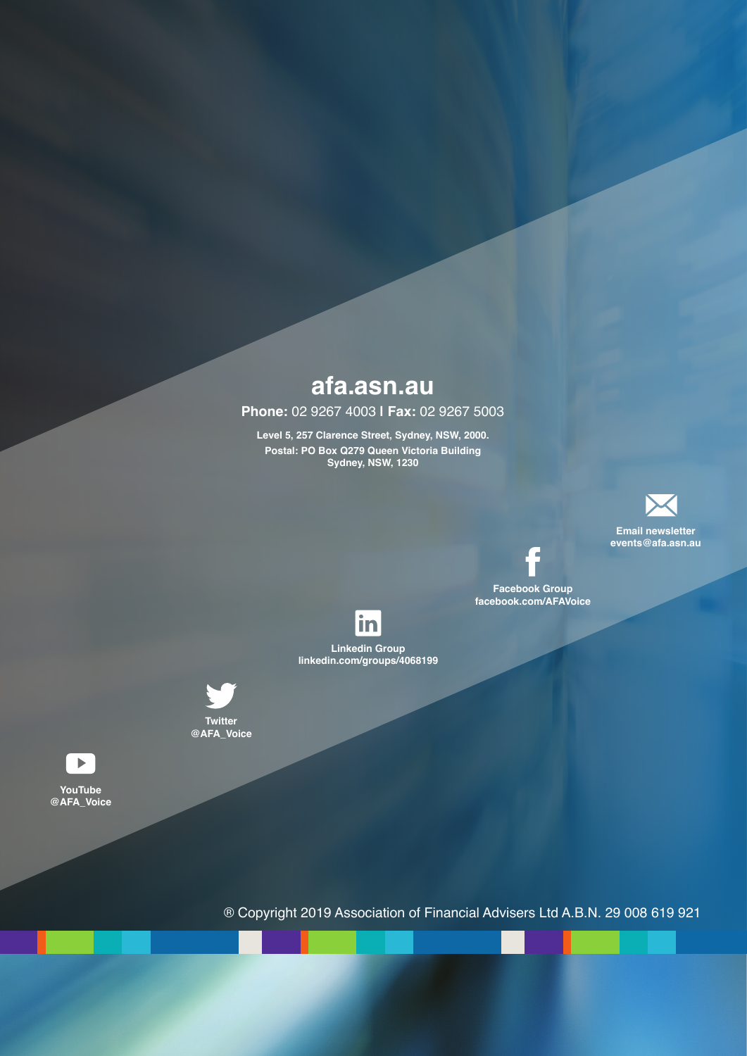# afa.asn.au

**Phone:** 02 9267 4003 I **Fax:** 02 9267 5003

**Level 5, 257 Clarence Street, Sydney, NSW, 2000.**
**Postal: PO Box Q279 Queen Victoria Building**
**Sydney, NSW, 1230**

**Email newsletter**
**events@afa.asn.au**

**Facebook Group**
**facebook.com/AFAVoice**

**Linkedin Group**
**linkedin.com/groups/4068199**

**Twitter**
**@AFA_Voice**

**YouTube**
**@AFA_Voice**

® Copyright 2019 Association of Financial Advisers Ltd A.B.N. 29 008 619 921